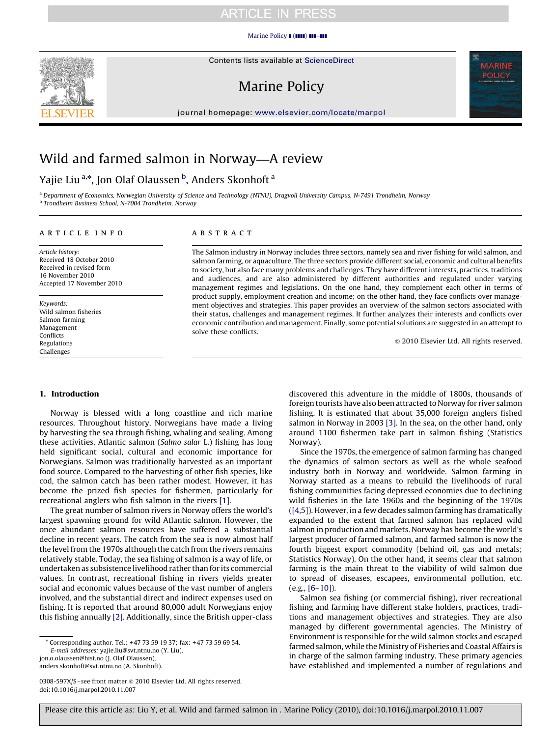# Wild and farmed salmon in Norway—A review

Yajie Liu [a,*], Jon Olaf Olaussen [b], Anders Skonhoft [a]

[a] Department of Economics, Norwegian University of Science and Technology (NTNU), Dragvoll University Campus, N-7491 Trondheim, Norway
[b] Trondheim Business School, N-7004 Trondheim, Norway

**ARTICLE INFO**

*Article history:*
Received 18 October 2010
Received in revised form
16 November 2010
Accepted 17 November 2010

*Keywords:*
Wild salmon fisheries
Salmon farming
Management
Conflicts
Regulations
Challenges

**ABSTRACT**

The Salmon industry in Norway includes three sectors, namely sea and river fishing for wild salmon, and salmon farming, or aquaculture. The three sectors provide different social, economic and cultural benefits to society, but also face many problems and challenges. They have different interests, practices, traditions and audiences, and are also administered by different authorities and regulated under varying management regimes and legislations. On the one hand, they complement each other in terms of product supply, employment creation and income; on the other hand, they face conflicts over management objectives and strategies. This paper provides an overview of the salmon sectors associated with their status, challenges and management regimes. It further analyzes their interests and conflicts over economic contribution and management. Finally, some potential solutions are suggested in an attempt to solve these conflicts.

© 2010 Elsevier Ltd. All rights reserved.

## 1. Introduction

Norway is blessed with a long coastline and rich marine resources. Throughout history, Norwegians have made a living by harvesting the sea through fishing, whaling and sealing. Among these activities, Atlantic salmon (*Salmo salar* L.) fishing has long held significant social, cultural and economic importance for Norwegians. Salmon was traditionally harvested as an important food source. Compared to the harvesting of other fish species, like cod, the salmon catch has been rather modest. However, it has become the prized fish species for fishermen, particularly for recreational anglers who fish salmon in the rivers [1].

The great number of salmon rivers in Norway offers the world's largest spawning ground for wild Atlantic salmon. However, the once abundant salmon resources have suffered a substantial decline in recent years. The catch from the sea is now almost half the level from the 1970s although the catch from the rivers remains relatively stable. Today, the sea fishing of salmon is a way of life, or undertaken as subsistence livelihood rather than for its commercial values. In contrast, recreational fishing in rivers yields greater social and economic values because of the vast number of anglers involved, and the substantial direct and indirect expenses used on fishing. It is reported that around 80,000 adult Norwegians enjoy this fishing annually [2]. Additionally, since the British upper-class discovered this adventure in the middle of 1800s, thousands of foreign tourists have also been attracted to Norway for river salmon fishing. It is estimated that about 35,000 foreign anglers fished salmon in Norway in 2003 [3]. In the sea, on the other hand, only around 1100 fishermen take part in salmon fishing (Statistics Norway).

Since the 1970s, the emergence of salmon farming has changed the dynamics of salmon sectors as well as the whole seafood industry both in Norway and worldwide. Salmon farming in Norway started as a means to rebuild the livelihoods of rural fishing communities facing depressed economies due to declining wild fisheries in the late 1960s and the beginning of the 1970s ([4,5]). However, in a few decades salmon farming has dramatically expanded to the extent that farmed salmon has replaced wild salmon in production and markets. Norway has become the world's largest producer of farmed salmon, and farmed salmon is now the fourth biggest export commodity (behind oil, gas and metals; Statistics Norway). On the other hand, it seems clear that salmon farming is the main threat to the viability of wild salmon due to spread of diseases, escapees, environmental pollution, etc. (e.g., [6–10]).

Salmon sea fishing (or commercial fishing), river recreational fishing and farming have different stake holders, practices, traditions and management objectives and strategies. They are also managed by different governmental agencies. The Ministry of Environment is responsible for the wild salmon stocks and escaped farmed salmon, while the Ministry of Fisheries and Coastal Affairs is in charge of the salmon farming industry. These primary agencies have established and implemented a number of regulations and

* Corresponding author. Tel.: +47 73 59 19 37; fax: +47 73 59 69 54.
*E-mail addresses:* yajie.liu@svt.ntnu.no (Y. Liu), jon.o.olaussen@hist.no (J. Olaf Olaussen), anders.skonhoft@svt.ntnu.no (A. Skonhoft).

0308-597X/$ - see front matter © 2010 Elsevier Ltd. All rights reserved.
doi:10.1016/j.marpol.2010.11.007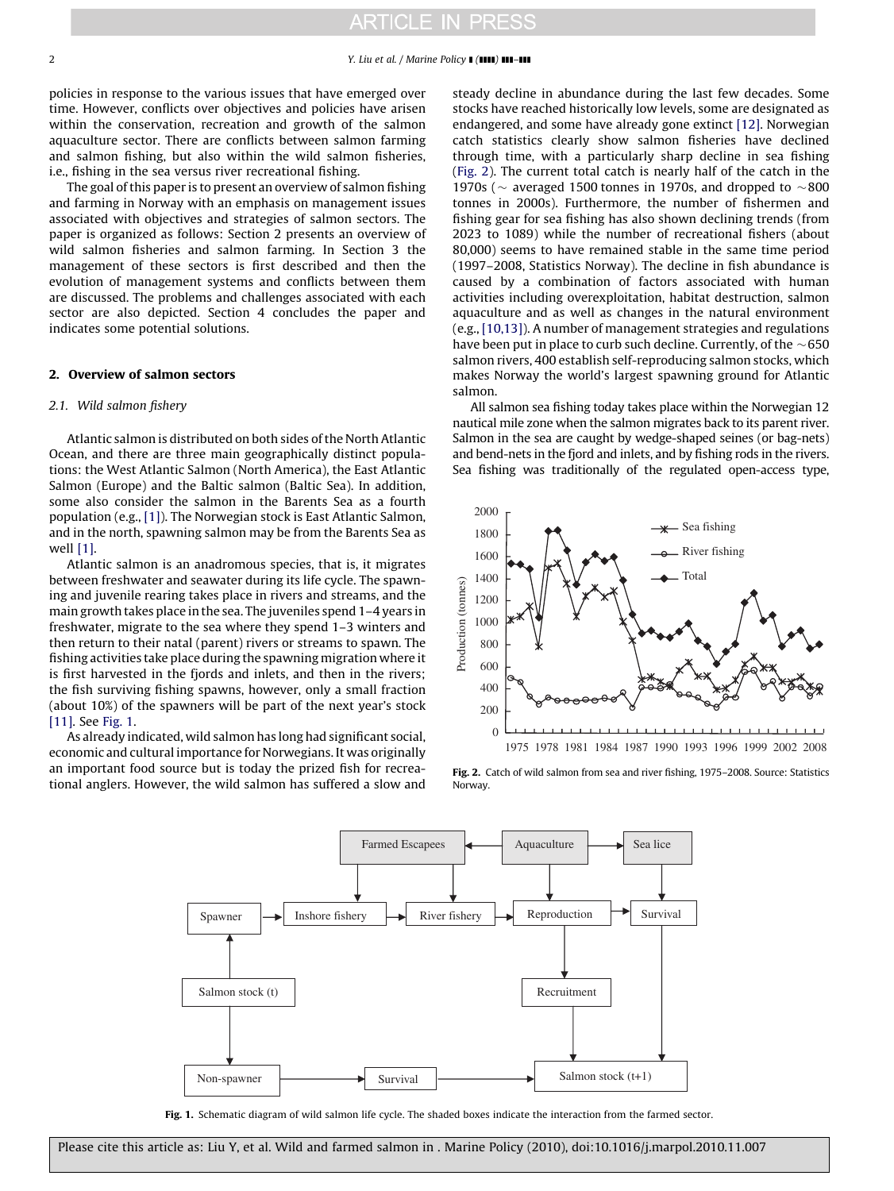policies in response to the various issues that have emerged over time. However, conflicts over objectives and policies have arisen within the conservation, recreation and growth of the salmon aquaculture sector. There are conflicts between salmon farming and salmon fishing, but also within the wild salmon fisheries, i.e., fishing in the sea versus river recreational fishing.

The goal of this paper is to present an overview of salmon fishing and farming in Norway with an emphasis on management issues associated with objectives and strategies of salmon sectors. The paper is organized as follows: Section 2 presents an overview of wild salmon fisheries and salmon farming. In Section 3 the management of these sectors is first described and then the evolution of management systems and conflicts between them are discussed. The problems and challenges associated with each sector are also depicted. Section 4 concludes the paper and indicates some potential solutions.

## 2. Overview of salmon sectors

### 2.1. Wild salmon fishery

Atlantic salmon is distributed on both sides of the North Atlantic Ocean, and there are three main geographically distinct populations: the West Atlantic Salmon (North America), the East Atlantic Salmon (Europe) and the Baltic salmon (Baltic Sea). In addition, some also consider the salmon in the Barents Sea as a fourth population (e.g., [1]). The Norwegian stock is East Atlantic Salmon, and in the north, spawning salmon may be from the Barents Sea as well [1].

Atlantic salmon is an anadromous species, that is, it migrates between freshwater and seawater during its life cycle. The spawning and juvenile rearing takes place in rivers and streams, and the main growth takes place in the sea. The juveniles spend 1–4 years in freshwater, migrate to the sea where they spend 1–3 winters and then return to their natal (parent) rivers or streams to spawn. The fishing activities take place during the spawning migration where it is first harvested in the fjords and inlets, and then in the rivers; the fish surviving fishing spawns, however, only a small fraction (about 10%) of the spawners will be part of the next year's stock [11]. See Fig. 1.

As already indicated, wild salmon has long had significant social, economic and cultural importance for Norwegians. It was originally an important food source but is today the prized fish for recreational anglers. However, the wild salmon has suffered a slow and steady decline in abundance during the last few decades. Some stocks have reached historically low levels, some are designated as endangered, and some have already gone extinct [12]. Norwegian catch statistics clearly show salmon fisheries have declined through time, with a particularly sharp decline in sea fishing (Fig. 2). The current total catch is nearly half of the catch in the 1970s (~ averaged 1500 tonnes in 1970s, and dropped to ~800 tonnes in 2000s). Furthermore, the number of fishermen and fishing gear for sea fishing has also shown declining trends (from 2023 to 1089) while the number of recreational fishers (about 80,000) seems to have remained stable in the same time period (1997–2008, Statistics Norway). The decline in fish abundance is caused by a combination of factors associated with human activities including overexploitation, habitat destruction, salmon aquaculture and as well as changes in the natural environment (e.g., [10,13]). A number of management strategies and regulations have been put in place to curb such decline. Currently, of the ~650 salmon rivers, 400 establish self-reproducing salmon stocks, which makes Norway the world's largest spawning ground for Atlantic salmon.

All salmon sea fishing today takes place within the Norwegian 12 nautical mile zone when the salmon migrates back to its parent river. Salmon in the sea are caught by wedge-shaped seines (or bag-nets) and bend-nets in the fjord and inlets, and by fishing rods in the rivers. Sea fishing was traditionally of the regulated open-access type,

**Fig. 2.** Catch of wild salmon from sea and river fishing, 1975–2008. Source: Statistics Norway.

**Fig. 1.** Schematic diagram of wild salmon life cycle. The shaded boxes indicate the interaction from the farmed sector.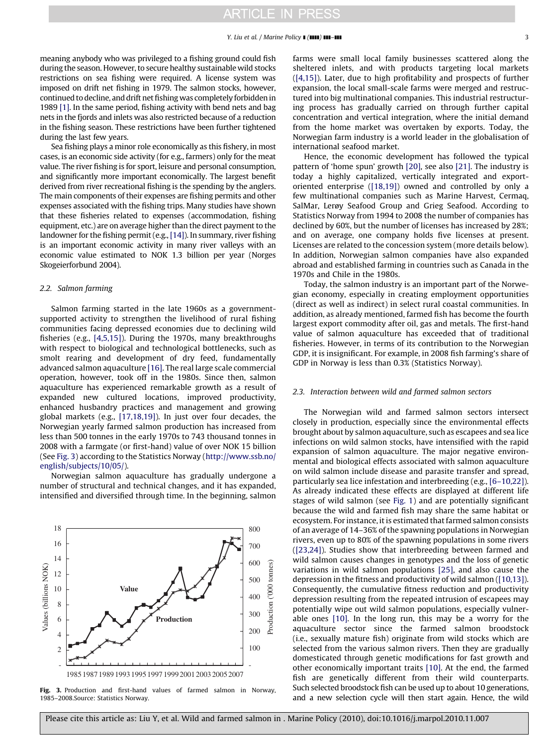meaning anybody who was privileged to a fishing ground could fish during the season. However, to secure healthy sustainable wild stocks restrictions on sea fishing were required. A license system was imposed on drift net fishing in 1979. The salmon stocks, however, continued to decline, and drift net fishing was completely forbidden in 1989 [1]. In the same period, fishing activity with bend nets and bag nets in the fjords and inlets was also restricted because of a reduction in the fishing season. These restrictions have been further tightened during the last few years.

Sea fishing plays a minor role economically as this fishery, in most cases, is an economic side activity (for e.g., farmers) only for the meat value. The river fishing is for sport, leisure and personal consumption, and significantly more important economically. The largest benefit derived from river recreational fishing is the spending by the anglers. The main components of their expenses are fishing permits and other expenses associated with the fishing trips. Many studies have shown that these fisheries related to expenses (accommodation, fishing equipment, etc.) are on average higher than the direct payment to the landowner for the fishing permit (e.g., [14]). In summary, river fishing is an important economic activity in many river valleys with an economic value estimated to NOK 1.3 billion per year (Norges Skogeierforbund 2004).

### 2.2. Salmon farming

Salmon farming started in the late 1960s as a government-supported activity to strengthen the livelihood of rural fishing communities facing depressed economies due to declining wild fisheries (e.g., [4,5,15]). During the 1970s, many breakthroughs with respect to biological and technological bottlenecks, such as smolt rearing and development of dry feed, fundamentally advanced salmon aquaculture [16]. The real large scale commercial operation, however, took off in the 1980s. Since then, salmon aquaculture has experienced remarkable growth as a result of expanded new cultured locations, improved productivity, enhanced husbandry practices and management and growing global markets (e.g., [17,18,19]). In just over four decades, the Norwegian yearly farmed salmon production has increased from less than 500 tonnes in the early 1970s to 743 thousand tonnes in 2008 with a farmgate (or first-hand) value of over NOK 15 billion (See Fig. 3) according to the Statistics Norway (http://www.ssb.no/english/subjects/10/05/).

Norwegian salmon aquaculture has gradually undergone a number of structural and technical changes, and it has expanded, intensified and diversified through time. In the beginning, salmon farms were small local family businesses scattered along the sheltered inlets, and with products targeting local markets ([4,15]). Later, due to high profitability and prospects of further expansion, the local small-scale farms were merged and restructured into big multinational companies. This industrial restructuring process has gradually carried on through further capital concentration and vertical integration, where the initial demand from the home market was overtaken by exports. Today, the Norwegian farm industry is a world leader in the globalisation of international seafood market.

Fig. 3. Production and first-hand values of farmed salmon in Norway, 1985–2008.Source: Statistics Norway.

Hence, the economic development has followed the typical pattern of 'home spun' growth [20], see also [21]. The industry is today a highly capitalized, vertically integrated and export-oriented enterprise ([18,19]) owned and controlled by only a few multinational companies such as Marine Harvest, Cermaq, SalMar, Lerøy Seafood Group and Grieg Seafood. According to Statistics Norway from 1994 to 2008 the number of companies has declined by 60%, but the number of licenses has increased by 28%; and on average, one company holds five licenses at present. Licenses are related to the concession system (more details below). In addition, Norwegian salmon companies have also expanded abroad and established farming in countries such as Canada in the 1970s and Chile in the 1980s.

Today, the salmon industry is an important part of the Norwegian economy, especially in creating employment opportunities (direct as well as indirect) in select rural coastal communities. In addition, as already mentioned, farmed fish has become the fourth largest export commodity after oil, gas and metals. The first-hand value of salmon aquaculture has exceeded that of traditional fisheries. However, in terms of its contribution to the Norwegian GDP, it is insignificant. For example, in 2008 fish farming's share of GDP in Norway is less than 0.3% (Statistics Norway).

### 2.3. Interaction between wild and farmed salmon sectors

The Norwegian wild and farmed salmon sectors intersect closely in production, especially since the environmental effects brought about by salmon aquaculture, such as escapees and sea lice infections on wild salmon stocks, have intensified with the rapid expansion of salmon aquaculture. The major negative environmental and biological effects associated with salmon aquaculture on wild salmon include disease and parasite transfer and spread, particularly sea lice infestation and interbreeding (e.g., [6–10,22]). As already indicated these effects are displayed at different life stages of wild salmon (see Fig. 1) and are potentially significant because the wild and farmed fish may share the same habitat or ecosystem. For instance, it is estimated that farmed salmon consists of an average of 14–36% of the spawning populations in Norwegian rivers, even up to 80% of the spawning populations in some rivers ([23,24]). Studies show that interbreeding between farmed and wild salmon causes changes in genotypes and the loss of genetic variations in wild salmon populations [25], and also cause the depression in the fitness and productivity of wild salmon ([10,13]). Consequently, the cumulative fitness reduction and productivity depression resulting from the repeated intrusion of escapees may potentially wipe out wild salmon populations, especially vulnerable ones [10]. In the long run, this may be a worry for the aquaculture sector since the farmed salmon broodstock (i.e., sexually mature fish) originate from wild stocks which are selected from the various salmon rivers. Then they are gradually domesticated through genetic modifications for fast growth and other economically important traits [10]. At the end, the farmed fish are genetically different from their wild counterparts. Such selected broodstock fish can be used up to about 10 generations, and a new selection cycle will then start again. Hence, the wild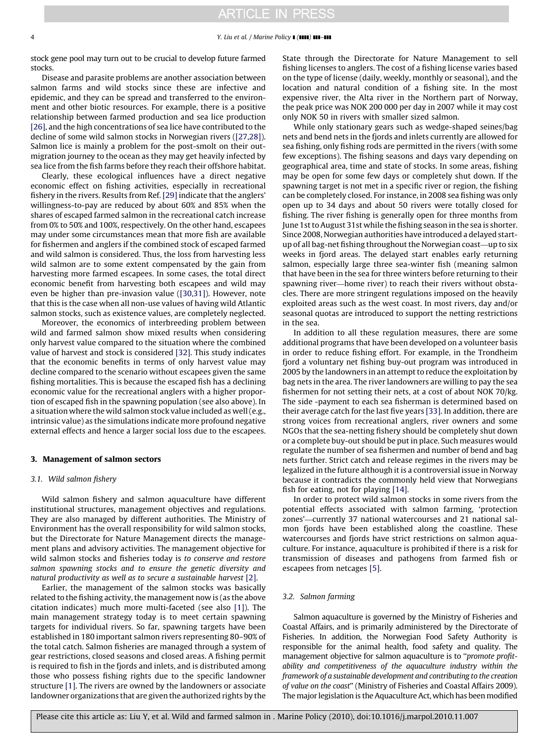stock gene pool may turn out to be crucial to develop future farmed stocks.

Disease and parasite problems are another association between salmon farms and wild stocks since these are infective and epidemic, and they can be spread and transferred to the environment and other biotic resources. For example, there is a positive relationship between farmed production and sea lice production [26], and the high concentrations of sea lice have contributed to the decline of some wild salmon stocks in Norwegian rivers ([27,28]). Salmon lice is mainly a problem for the post-smolt on their outmigration journey to the ocean as they may get heavily infected by sea lice from the fish farms before they reach their offshore habitat.

Clearly, these ecological influences have a direct negative economic effect on fishing activities, especially in recreational fishery in the rivers. Results from Ref. [29] indicate that the anglers' willingness-to-pay are reduced by about 60% and 85% when the shares of escaped farmed salmon in the recreational catch increase from 0% to 50% and 100%, respectively. On the other hand, escapees may under some circumstances mean that more fish are available for fishermen and anglers if the combined stock of escaped farmed and wild salmon is considered. Thus, the loss from harvesting less wild salmon are to some extent compensated by the gain from harvesting more farmed escapees. In some cases, the total direct economic benefit from harvesting both escapees and wild may even be higher than pre-invasion value ([30,31]). However, note that this is the case when all non-use values of having wild Atlantic salmon stocks, such as existence values, are completely neglected.

Moreover, the economics of interbreeding problem between wild and farmed salmon show mixed results when considering only harvest value compared to the situation where the combined value of harvest and stock is considered [32]. This study indicates that the economic benefits in terms of only harvest value may decline compared to the scenario without escapees given the same fishing mortalities. This is because the escaped fish has a declining economic value for the recreational anglers with a higher proportion of escaped fish in the spawning population (see also above). In a situation where the wild salmon stock value included as well (e.g., intrinsic value) as the simulations indicate more profound negative external effects and hence a larger social loss due to the escapees.

## 3. Management of salmon sectors

### 3.1. Wild salmon fishery

Wild salmon fishery and salmon aquaculture have different institutional structures, management objectives and regulations. They are also managed by different authorities. The Ministry of Environment has the overall responsibility for wild salmon stocks, but the Directorate for Nature Management directs the management plans and advisory activities. The management objective for wild salmon stocks and fisheries today is *to conserve and restore salmon spawning stocks and to ensure the genetic diversity and natural productivity as well as to secure a sustainable harvest* [2].

Earlier, the management of the salmon stocks was basically related to the fishing activity, the management now is (as the above citation indicates) much more multi-faceted (see also [1]). The main management strategy today is to meet certain spawning targets for individual rivers. So far, spawning targets have been established in 180 important salmon rivers representing 80–90% of the total catch. Salmon fisheries are managed through a system of gear restrictions, closed seasons and closed areas. A fishing permit is required to fish in the fjords and inlets, and is distributed among those who possess fishing rights due to the specific landowner structure [1]. The rivers are owned by the landowners or associate landowner organizations that are given the authorized rights by the State through the Directorate for Nature Management to sell fishing licenses to anglers. The cost of a fishing license varies based on the type of license (daily, weekly, monthly or seasonal), and the location and natural condition of a fishing site. In the most expensive river, the Alta river in the Northern part of Norway, the peak price was NOK 200 000 per day in 2007 while it may cost only NOK 50 in rivers with smaller sized salmon.

While only stationary gears such as wedge-shaped seines/bag nets and bend nets in the fjords and inlets currently are allowed for sea fishing, only fishing rods are permitted in the rivers (with some few exceptions). The fishing seasons and days vary depending on geographical area, time and state of stocks. In some areas, fishing may be open for some few days or completely shut down. If the spawning target is not met in a specific river or region, the fishing can be completely closed. For instance, in 2008 sea fishing was only open up to 34 days and about 50 rivers were totally closed for fishing. The river fishing is generally open for three months from June 1st to August 31st while the fishing season in the sea is shorter. Since 2008, Norwegian authorities have introduced a delayed start-up of all bag-net fishing throughout the Norwegian coast—up to six weeks in fjord areas. The delayed start enables early returning salmon, especially large three sea-winter fish (meaning salmon that have been in the sea for three winters before returning to their spawning river—home river) to reach their rivers without obstacles. There are more stringent regulations imposed on the heavily exploited areas such as the west coast. In most rivers, day and/or seasonal quotas are introduced to support the netting restrictions in the sea.

In addition to all these regulation measures, there are some additional programs that have been developed on a volunteer basis in order to reduce fishing effort. For example, in the Trondheim fjord a voluntary net fishing buy-out program was introduced in 2005 by the landowners in an attempt to reduce the exploitation by bag nets in the area. The river landowners are willing to pay the sea fishermen for not setting their nets, at a cost of about NOK 70/kg. The side -payment to each sea fisherman is determined based on their average catch for the last five years [33]. In addition, there are strong voices from recreational anglers, river owners and some NGOs that the sea-netting fishery should be completely shut down or a complete buy-out should be put in place. Such measures would regulate the number of sea fishermen and number of bend and bag nets further. Strict catch and release regimes in the rivers may be legalized in the future although it is a controversial issue in Norway because it contradicts the commonly held view that Norwegians fish for eating, not for playing [14].

In order to protect wild salmon stocks in some rivers from the potential effects associated with salmon farming, 'protection zones'—currently 37 national watercourses and 21 national salmon fjords have been established along the coastline. These watercourses and fjords have strict restrictions on salmon aquaculture. For instance, aquaculture is prohibited if there is a risk for transmission of diseases and pathogens from farmed fish or escapees from netcages [5].

### 3.2. Salmon farming

Salmon aquaculture is governed by the Ministry of Fisheries and Coastal Affairs, and is primarily administered by the Directorate of Fisheries. In addition, the Norwegian Food Safety Authority is responsible for the animal health, food safety and quality. The management objective for salmon aquaculture is to "*promote profitability and competitiveness of the aquaculture industry within the framework of a sustainable development and contributing to the creation of value on the coast*" (Ministry of Fisheries and Coastal Affairs 2009). The major legislation is the Aquaculture Act, which has been modified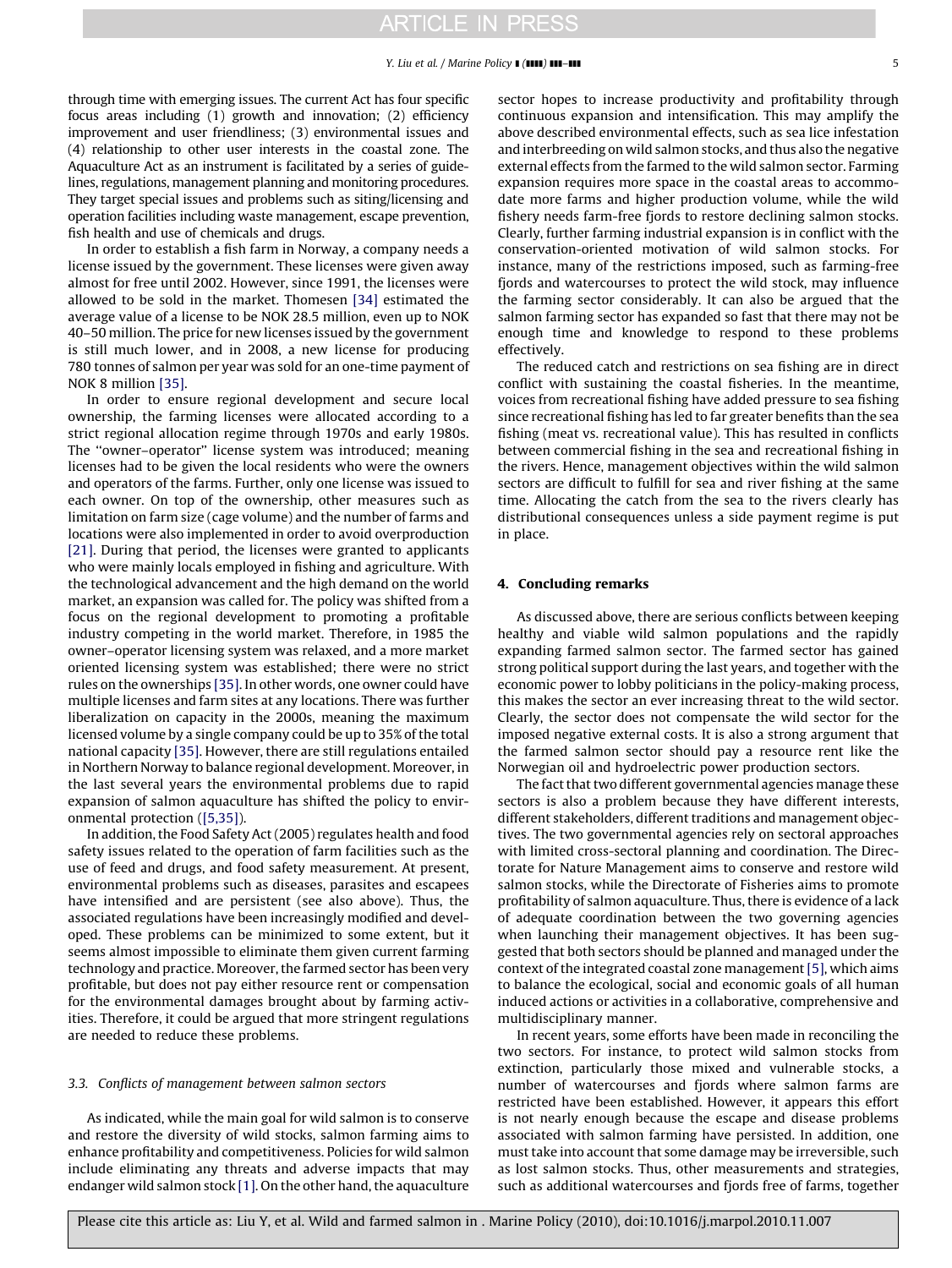through time with emerging issues. The current Act has four specific focus areas including (1) growth and innovation; (2) efficiency improvement and user friendliness; (3) environmental issues and (4) relationship to other user interests in the coastal zone. The Aquaculture Act as an instrument is facilitated by a series of guidelines, regulations, management planning and monitoring procedures. They target special issues and problems such as siting/licensing and operation facilities including waste management, escape prevention, fish health and use of chemicals and drugs.

In order to establish a fish farm in Norway, a company needs a license issued by the government. These licenses were given away almost for free until 2002. However, since 1991, the licenses were allowed to be sold in the market. Thomesen [34] estimated the average value of a license to be NOK 28.5 million, even up to NOK 40–50 million. The price for new licenses issued by the government is still much lower, and in 2008, a new license for producing 780 tonnes of salmon per year was sold for an one-time payment of NOK 8 million [35].

In order to ensure regional development and secure local ownership, the farming licenses were allocated according to a strict regional allocation regime through 1970s and early 1980s. The ''owner–operator'' license system was introduced; meaning licenses had to be given the local residents who were the owners and operators of the farms. Further, only one license was issued to each owner. On top of the ownership, other measures such as limitation on farm size (cage volume) and the number of farms and locations were also implemented in order to avoid overproduction [21]. During that period, the licenses were granted to applicants who were mainly locals employed in fishing and agriculture. With the technological advancement and the high demand on the world market, an expansion was called for. The policy was shifted from a focus on the regional development to promoting a profitable industry competing in the world market. Therefore, in 1985 the owner–operator licensing system was relaxed, and a more market oriented licensing system was established; there were no strict rules on the ownerships [35]. In other words, one owner could have multiple licenses and farm sites at any locations. There was further liberalization on capacity in the 2000s, meaning the maximum licensed volume by a single company could be up to 35% of the total national capacity [35]. However, there are still regulations entailed in Northern Norway to balance regional development. Moreover, in the last several years the environmental problems due to rapid expansion of salmon aquaculture has shifted the policy to environmental protection ([5,35]).

In addition, the Food Safety Act (2005) regulates health and food safety issues related to the operation of farm facilities such as the use of feed and drugs, and food safety measurement. At present, environmental problems such as diseases, parasites and escapees have intensified and are persistent (see also above). Thus, the associated regulations have been increasingly modified and developed. These problems can be minimized to some extent, but it seems almost impossible to eliminate them given current farming technology and practice. Moreover, the farmed sector has been very profitable, but does not pay either resource rent or compensation for the environmental damages brought about by farming activities. Therefore, it could be argued that more stringent regulations are needed to reduce these problems.

### *3.3. Conflicts of management between salmon sectors*

As indicated, while the main goal for wild salmon is to conserve and restore the diversity of wild stocks, salmon farming aims to enhance profitability and competitiveness. Policies for wild salmon include eliminating any threats and adverse impacts that may endanger wild salmon stock [1]. On the other hand, the aquaculture sector hopes to increase productivity and profitability through continuous expansion and intensification. This may amplify the above described environmental effects, such as sea lice infestation and interbreeding on wild salmon stocks, and thus also the negative external effects from the farmed to the wild salmon sector. Farming expansion requires more space in the coastal areas to accommodate more farms and higher production volume, while the wild fishery needs farm-free fjords to restore declining salmon stocks. Clearly, further farming industrial expansion is in conflict with the conservation-oriented motivation of wild salmon stocks. For instance, many of the restrictions imposed, such as farming-free fjords and watercourses to protect the wild stock, may influence the farming sector considerably. It can also be argued that the salmon farming sector has expanded so fast that there may not be enough time and knowledge to respond to these problems effectively.

The reduced catch and restrictions on sea fishing are in direct conflict with sustaining the coastal fisheries. In the meantime, voices from recreational fishing have added pressure to sea fishing since recreational fishing has led to far greater benefits than the sea fishing (meat vs. recreational value). This has resulted in conflicts between commercial fishing in the sea and recreational fishing in the rivers. Hence, management objectives within the wild salmon sectors are difficult to fulfill for sea and river fishing at the same time. Allocating the catch from the sea to the rivers clearly has distributional consequences unless a side payment regime is put in place.

## 4. Concluding remarks

As discussed above, there are serious conflicts between keeping healthy and viable wild salmon populations and the rapidly expanding farmed salmon sector. The farmed sector has gained strong political support during the last years, and together with the economic power to lobby politicians in the policy-making process, this makes the sector an ever increasing threat to the wild sector. Clearly, the sector does not compensate the wild sector for the imposed negative external costs. It is also a strong argument that the farmed salmon sector should pay a resource rent like the Norwegian oil and hydroelectric power production sectors.

The fact that two different governmental agencies manage these sectors is also a problem because they have different interests, different stakeholders, different traditions and management objectives. The two governmental agencies rely on sectoral approaches with limited cross-sectoral planning and coordination. The Directorate for Nature Management aims to conserve and restore wild salmon stocks, while the Directorate of Fisheries aims to promote profitability of salmon aquaculture. Thus, there is evidence of a lack of adequate coordination between the two governing agencies when launching their management objectives. It has been suggested that both sectors should be planned and managed under the context of the integrated coastal zone management [5], which aims to balance the ecological, social and economic goals of all human induced actions or activities in a collaborative, comprehensive and multidisciplinary manner.

In recent years, some efforts have been made in reconciling the two sectors. For instance, to protect wild salmon stocks from extinction, particularly those mixed and vulnerable stocks, a number of watercourses and fjords where salmon farms are restricted have been established. However, it appears this effort is not nearly enough because the escape and disease problems associated with salmon farming have persisted. In addition, one must take into account that some damage may be irreversible, such as lost salmon stocks. Thus, other measurements and strategies, such as additional watercourses and fjords free of farms, together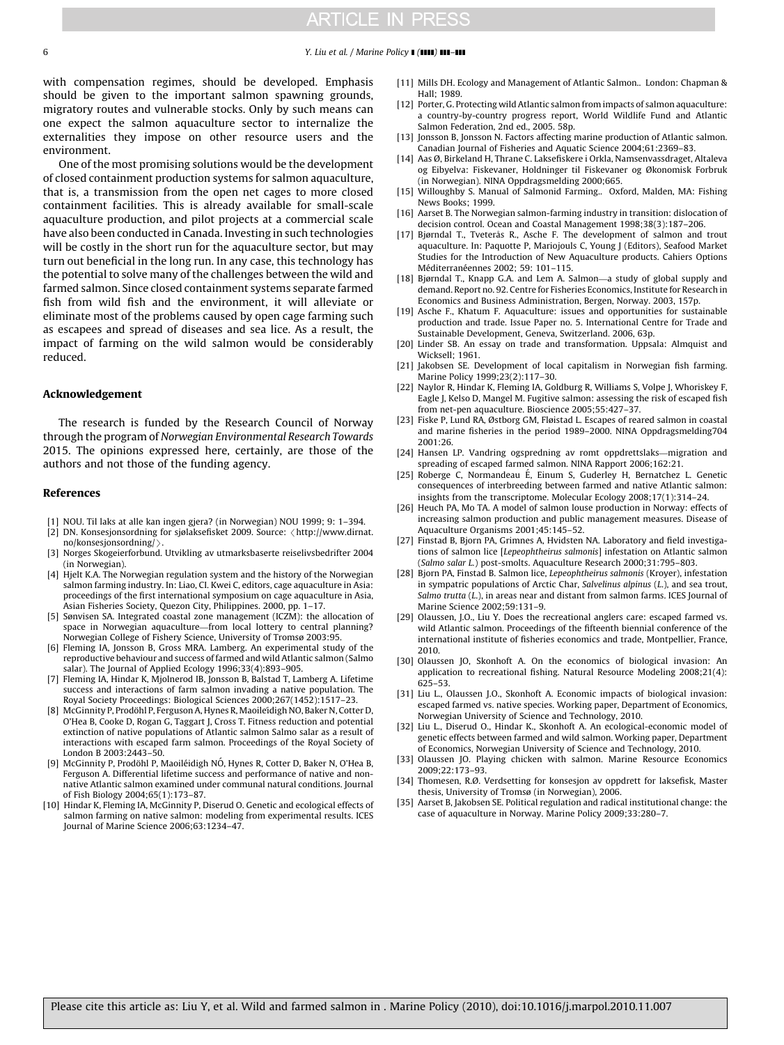with compensation regimes, should be developed. Emphasis should be given to the important salmon spawning grounds, migratory routes and vulnerable stocks. Only by such means can one expect the salmon aquaculture sector to internalize the externalities they impose on other resource users and the environment.

One of the most promising solutions would be the development of closed containment production systems for salmon aquaculture, that is, a transmission from the open net cages to more closed containment facilities. This is already available for small-scale aquaculture production, and pilot projects at a commercial scale have also been conducted in Canada. Investing in such technologies will be costly in the short run for the aquaculture sector, but may turn out beneficial in the long run. In any case, this technology has the potential to solve many of the challenges between the wild and farmed salmon. Since closed containment systems separate farmed fish from wild fish and the environment, it will alleviate or eliminate most of the problems caused by open cage farming such as escapees and spread of diseases and sea lice. As a result, the impact of farming on the wild salmon would be considerably reduced.

## Acknowledgement

The research is funded by the Research Council of Norway through the program of *Norwegian Environmental Research Towards* 2015. The opinions expressed here, certainly, are those of the authors and not those of the funding agency.

## References

[1] NOU. Til laks at alle kan ingen gjera? (in Norwegian) NOU 1999; 9: 1–394.

[2] DN. Konsesjonsordning for sjølaksefisket 2009. Source: 〈http://www.dirnat.no/konsesjonsordning/〉.

[3] Norges Skogeierforbund. Utvikling av utmarksbaserte reiselivsbedrifter 2004 (in Norwegian).

[4] Hjelt K.A. The Norwegian regulation system and the history of the Norwegian salmon farming industry. In: Liao, CI. Kwei C, editors, cage aquaculture in Asia: proceedings of the first international symposium on cage aquaculture in Asia, Asian Fisheries Society, Quezon City, Philippines. 2000, pp. 1–17.

[5] Sønvisen SA. Integrated coastal zone management (ICZM): the allocation of space in Norwegian aquaculture—from local lottery to central planning? Norwegian College of Fishery Science, University of Tromsø 2003:95.

[6] Fleming IA, Jonsson B, Gross MRA. Lamberg. An experimental study of the reproductive behaviour and success of farmed and wild Atlantic salmon (Salmo salar). The Journal of Applied Ecology 1996;33(4):893–905.

[7] Fleming IA, Hindar K, Mjolnerod IB, Jonsson B, Balstad T, Lamberg A. Lifetime success and interactions of farm salmon invading a native population. The Royal Society Proceedings: Biological Sciences 2000;267(1452):1517–23.

[8] McGinnity P, Prodöhl P, Ferguson A, Hynes R, Maoileídigh NO, Baker N, Cotter D, O'Hea B, Cooke D, Rogan G, Taggart J, Cross T. Fitness reduction and potential extinction of native populations of Atlantic salmon Salmo salar as a result of interactions with escaped farm salmon. Proceedings of the Royal Society of London B 2003:2443–50.

[9] McGinnity P, Prodöhl P, Maoiléidigh NÓ, Hynes R, Cotter D, Baker N, O'Hea B, Ferguson A. Differential lifetime success and performance of native and non-native Atlantic salmon examined under communal natural conditions. Journal of Fish Biology 2004;65(1):173–87.

[10] Hindar K, Fleming IA, McGinnity P, Diserud O. Genetic and ecological effects of salmon farming on native salmon: modeling from experimental results. ICES Journal of Marine Science 2006;63:1234–47.

[11] Mills DH. Ecology and Management of Atlantic Salmon.. London: Chapman & Hall; 1989.

[12] Porter, G. Protecting wild Atlantic salmon from impacts of salmon aquaculture: a country-by-country progress report, World Wildlife Fund and Atlantic Salmon Federation, 2nd ed., 2005. 58p.

[13] Jonsson B, Jonsson N. Factors affecting marine production of Atlantic salmon. Canadian Journal of Fisheries and Aquatic Science 2004;61:2369–83.

[14] Aas Ø, Birkeland H, Thrane C. Laksefiskere i Orkla, Namsenvassdraget, Altaleva og Eibyelva: Fiskevaner, Holdninger til Fiskevaner og Økonomisk Forbruk (in Norwegian). NINA Oppdragsmelding 2000;665.

[15] Willoughby S. Manual of Salmonid Farming.. Oxford, Malden, MA: Fishing News Books; 1999.

[16] Aarset B. The Norwegian salmon-farming industry in transition: dislocation of decision control. Ocean and Coastal Management 1998;38(3):187–206.

[17] Bjørndal T., Tveterås R., Asche F. The development of salmon and trout aquaculture. In: Paquotte P, Mariojouls C, Young J (Editors), Seafood Market Studies for the Introduction of New Aquaculture products. Cahiers Options Méditerranéennes 2002; 59: 101–115.

[18] Bjørndal T., Knapp G.A. and Lem A. Salmon—a study of global supply and demand. Report no. 92. Centre for Fisheries Economics, Institute for Research in Economics and Business Administration, Bergen, Norway. 2003, 157p.

[19] Asche F., Khatum F. Aquaculture: issues and opportunities for sustainable production and trade. Issue Paper no. 5. International Centre for Trade and Sustainable Development, Geneva, Switzerland. 2006, 63p.

[20] Linder SB. An essay on trade and transformation. Uppsala: Almquist and Wicksell; 1961.

[21] Jakobsen SE. Development of local capitalism in Norwegian fish farming. Marine Policy 1999;23(2):117–30.

[22] Naylor R, Hindar K, Fleming IA, Goldburg R, Williams S, Volpe J, Whoriskey F, Eagle J, Kelso D, Mangel M. Fugitive salmon: assessing the risk of escaped fish from net-pen aquaculture. Bioscience 2005;55:427–37.

[23] Fiske P, Lund RA, Østborg GM, Fløistad L. Escapes of reared salmon in coastal and marine fisheries in the period 1989–2000. NINA Oppdragsmelding704 2001:26.

[24] Hansen LP. Vandring ogspredning av romt oppdrettslaks—migration and spreading of escaped farmed salmon. NINA Rapport 2006;162:21.

[25] Roberge C, Normandeau É, Einum S, Guderley H, Bernatchez L. Genetic consequences of interbreeding between farmed and native Atlantic salmon: insights from the transcriptome. Molecular Ecology 2008;17(1):314–24.

[26] Heuch PA, Mo TA. A model of salmon louse production in Norway: effects of increasing salmon production and public management measures. Disease of Aquaculture Organisms 2001;45:145–52.

[27] Finstad B, Bjorn PA, Grimnes A, Hvidsten NA. Laboratory and field investigations of salmon lice [*Lepeophtheirus salmonis*] infestation on Atlantic salmon (*Salmo salar L.*) post-smolts. Aquaculture Research 2000;31:795–803.

[28] Bjorn PA, Finstad B. Salmon lice, *Lepeophtheirus salmonis* (Kroyer), infestation in sympatric populations of Arctic Char, *Salvelinus alpinus* (*L.*), and sea trout, *Salmo trutta* (*L.*), in areas near and distant from salmon farms. ICES Journal of Marine Science 2002;59:131–9.

[29] Olaussen, J.O., Liu Y. Does the recreational anglers care: escaped farmed vs. wild Atlantic salmon. Proceedings of the fifteenth biennial conference of the international institute of fisheries economics and trade, Montpellier, France, 2010.

[30] Olaussen JO, Skonhoft A. On the economics of biological invasion: An application to recreational fishing. Natural Resource Modeling 2008;21(4): 625–53.

[31] Liu L., Olaussen J.O., Skonhoft A. Economic impacts of biological invasion: escaped farmed vs. native species. Working paper, Department of Economics, Norwegian University of Science and Technology, 2010.

[32] Liu L., Diserud O., Hindar K., Skonhoft A. An ecological-economic model of genetic effects between farmed and wild salmon. Working paper, Department of Economics, Norwegian University of Science and Technology, 2010.

[33] Olaussen JO. Playing chicken with salmon. Marine Resource Economics 2009;22:173–93.

[34] Thomesen, R.Ø. Verdsetting for konsesjon av oppdrett for laksefisk, Master thesis, University of Tromsø (in Norwegian), 2006.

[35] Aarset B, Jakobsen SE. Political regulation and radical institutional change: the case of aquaculture in Norway. Marine Policy 2009;33:280–7.

Please cite this article as: Liu Y, et al. Wild and farmed salmon in . Marine Policy (2010), doi:10.1016/j.marpol.2010.11.007